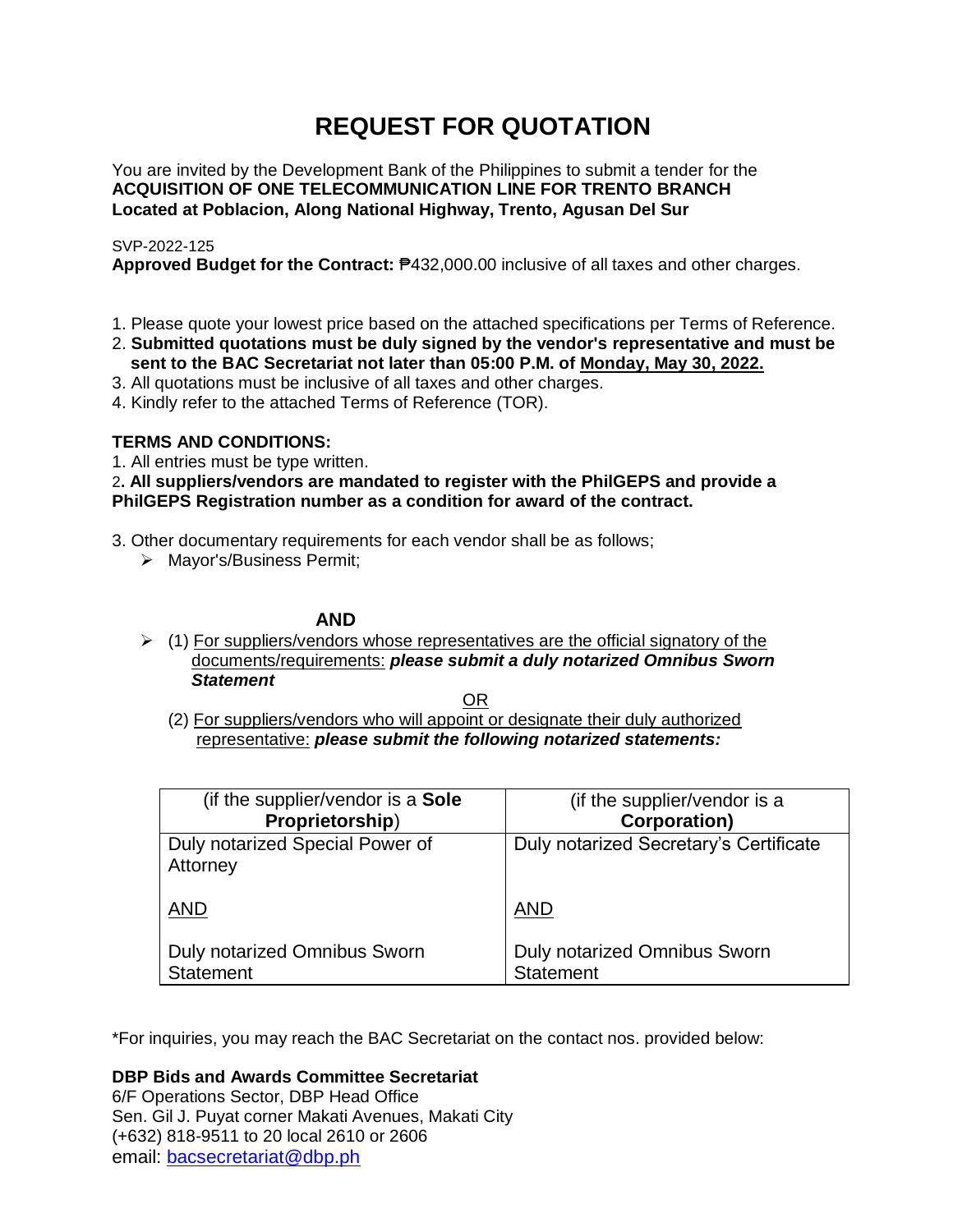# REQUEST FOR QUOTATION

You are invited by the Development Bank of the Philippines to submit a tender for the
**ACQUISITION OF ONE TELECOMMUNICATION LINE FOR TRENTO BRANCH**
**Located at Poblacion, Along National Highway, Trento, Agusan Del Sur**

SVP-2022-125
**Approved Budget for the Contract:** ₱432,000.00 inclusive of all taxes and other charges.

1. Please quote your lowest price based on the attached specifications per Terms of Reference.
2. **Submitted quotations must be duly signed by the vendor's representative and must be sent to the BAC Secretariat not later than 05:00 P.M. of <u>Monday, May 30, 2022.</u>**
3. All quotations must be inclusive of all taxes and other charges.
4. Kindly refer to the attached Terms of Reference (TOR).

**TERMS AND CONDITIONS:**

1. All entries must be type written.
2. **All suppliers/vendors are mandated to register with the PhilGEPS and provide a PhilGEPS Registration number as a condition for award of the contract.**
3. Other documentary requirements for each vendor shall be as follows;
   - Mayor's/Business Permit;

**AND**

- (1) <u>For suppliers/vendors whose representatives are the official signatory of the documents/requirements:</u> ***please submit a duly notarized Omnibus Sworn Statement***

<u>OR</u>

(2) <u>For suppliers/vendors who will appoint or designate their duly authorized representative:</u> ***please submit the following notarized statements:***

| (if the supplier/vendor is a **Sole Proprietorship**) | (if the supplier/vendor is a **Corporation)** |
|---|---|
| Duly notarized Special Power of Attorney<br><br><u>AND</u><br><br>Duly notarized Omnibus Sworn Statement | Duly notarized Secretary's Certificate<br><br><u>AND</u><br><br>Duly notarized Omnibus Sworn Statement |

*For inquiries, you may reach the BAC Secretariat on the contact nos. provided below:

**DBP Bids and Awards Committee Secretariat**
6/F Operations Sector, DBP Head Office
Sen. Gil J. Puyat corner Makati Avenues, Makati City
(+632) 818-9511 to 20 local 2610 or 2606
email: bacsecretariat@dbp.ph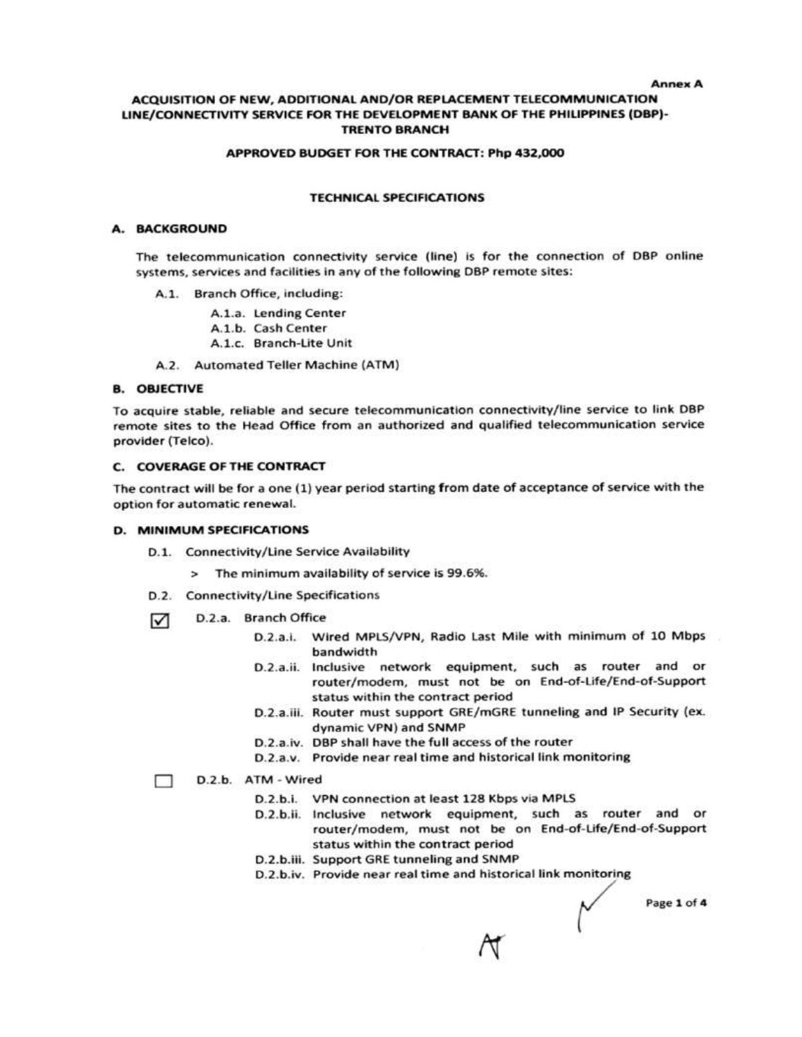Annex A

# ACQUISITION OF NEW, ADDITIONAL AND/OR REPLACEMENT TELECOMMUNICATION LINE/CONNECTIVITY SERVICE FOR THE DEVELOPMENT BANK OF THE PHILIPPINES (DBP)-TRENTO BRANCH

**APPROVED BUDGET FOR THE CONTRACT: Php 432,000**

## TECHNICAL SPECIFICATIONS

### A. BACKGROUND

The telecommunication connectivity service (line) is for the connection of DBP online systems, services and facilities in any of the following DBP remote sites:

- A.1. Branch Office, including:
  - A.1.a. Lending Center
  - A.1.b. Cash Center
  - A.1.c. Branch-Lite Unit
- A.2. Automated Teller Machine (ATM)

### B. OBJECTIVE

To acquire stable, reliable and secure telecommunication connectivity/line service to link DBP remote sites to the Head Office from an authorized and qualified telecommunication service provider (Telco).

### C. COVERAGE OF THE CONTRACT

The contract will be for a one (1) year period starting from date of acceptance of service with the option for automatic renewal.

### D. MINIMUM SPECIFICATIONS

- D.1. Connectivity/Line Service Availability
  - > The minimum availability of service is 99.6%.
- D.2. Connectivity/Line Specifications

☑ D.2.a. Branch Office

- D.2.a.i. Wired MPLS/VPN, Radio Last Mile with minimum of 10 Mbps bandwidth
- D.2.a.ii. Inclusive network equipment, such as router and or router/modem, must not be on End-of-Life/End-of-Support status within the contract period
- D.2.a.iii. Router must support GRE/mGRE tunneling and IP Security (ex. dynamic VPN) and SNMP
- D.2.a.iv. DBP shall have the full access of the router
- D.2.a.v. Provide near real time and historical link monitoring

☐ D.2.b. ATM - Wired

- D.2.b.i. VPN connection at least 128 Kbps via MPLS
- D.2.b.ii. Inclusive network equipment, such as router and or router/modem, must not be on End-of-Life/End-of-Support status within the contract period
- D.2.b.iii. Support GRE tunneling and SNMP
- D.2.b.iv. Provide near real time and historical link monitoring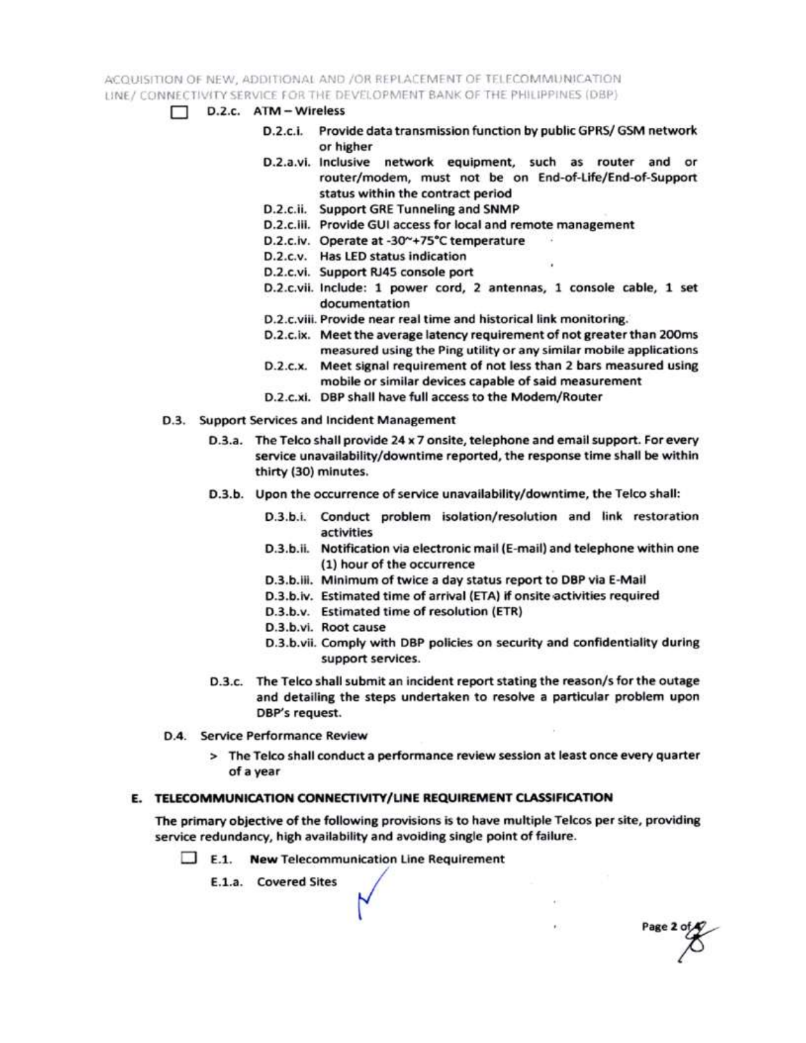- [ ] D.2.c. ATM – Wireless
  - D.2.c.i. Provide data transmission function by public GPRS/ GSM network or higher
  - D.2.a.vi. Inclusive network equipment, such as router and or router/modem, must not be on End-of-Life/End-of-Support status within the contract period
  - D.2.c.ii. Support GRE Tunneling and SNMP
  - D.2.c.iii. Provide GUI access for local and remote management
  - D.2.c.iv. Operate at -30~+75°C temperature
  - D.2.c.v. Has LED status indication
  - D.2.c.vi. Support RJ45 console port
  - D.2.c.vii. Include: 1 power cord, 2 antennas, 1 console cable, 1 set documentation
  - D.2.c.viii. Provide near real time and historical link monitoring.
  - D.2.c.ix. Meet the average latency requirement of not greater than 200ms measured using the Ping utility or any similar mobile applications
  - D.2.c.x. Meet signal requirement of not less than 2 bars measured using mobile or similar devices capable of said measurement
  - D.2.c.xi. DBP shall have full access to the Modem/Router

D.3. Support Services and Incident Management

- D.3.a. The Telco shall provide 24 x 7 onsite, telephone and email support. For every service unavailability/downtime reported, the response time shall be within thirty (30) minutes.
- D.3.b. Upon the occurrence of service unavailability/downtime, the Telco shall:
  - D.3.b.i. Conduct problem isolation/resolution and link restoration activities
  - D.3.b.ii. Notification via electronic mail (E-mail) and telephone within one (1) hour of the occurrence
  - D.3.b.iii. Minimum of twice a day status report to DBP via E-Mail
  - D.3.b.iv. Estimated time of arrival (ETA) if onsite activities required
  - D.3.b.v. Estimated time of resolution (ETR)
  - D.3.b.vi. Root cause
  - D.3.b.vii. Comply with DBP policies on security and confidentiality during support services.
- D.3.c. The Telco shall submit an incident report stating the reason/s for the outage and detailing the steps undertaken to resolve a particular problem upon DBP's request.

D.4. Service Performance Review

> The Telco shall conduct a performance review session at least once every quarter of a year

## E. TELECOMMUNICATION CONNECTIVITY/LINE REQUIREMENT CLASSIFICATION

The primary objective of the following provisions is to have multiple Telcos per site, providing service redundancy, high availability and avoiding single point of failure.

- [ ] E.1. **New** Telecommunication Line Requirement

E.1.a. Covered Sites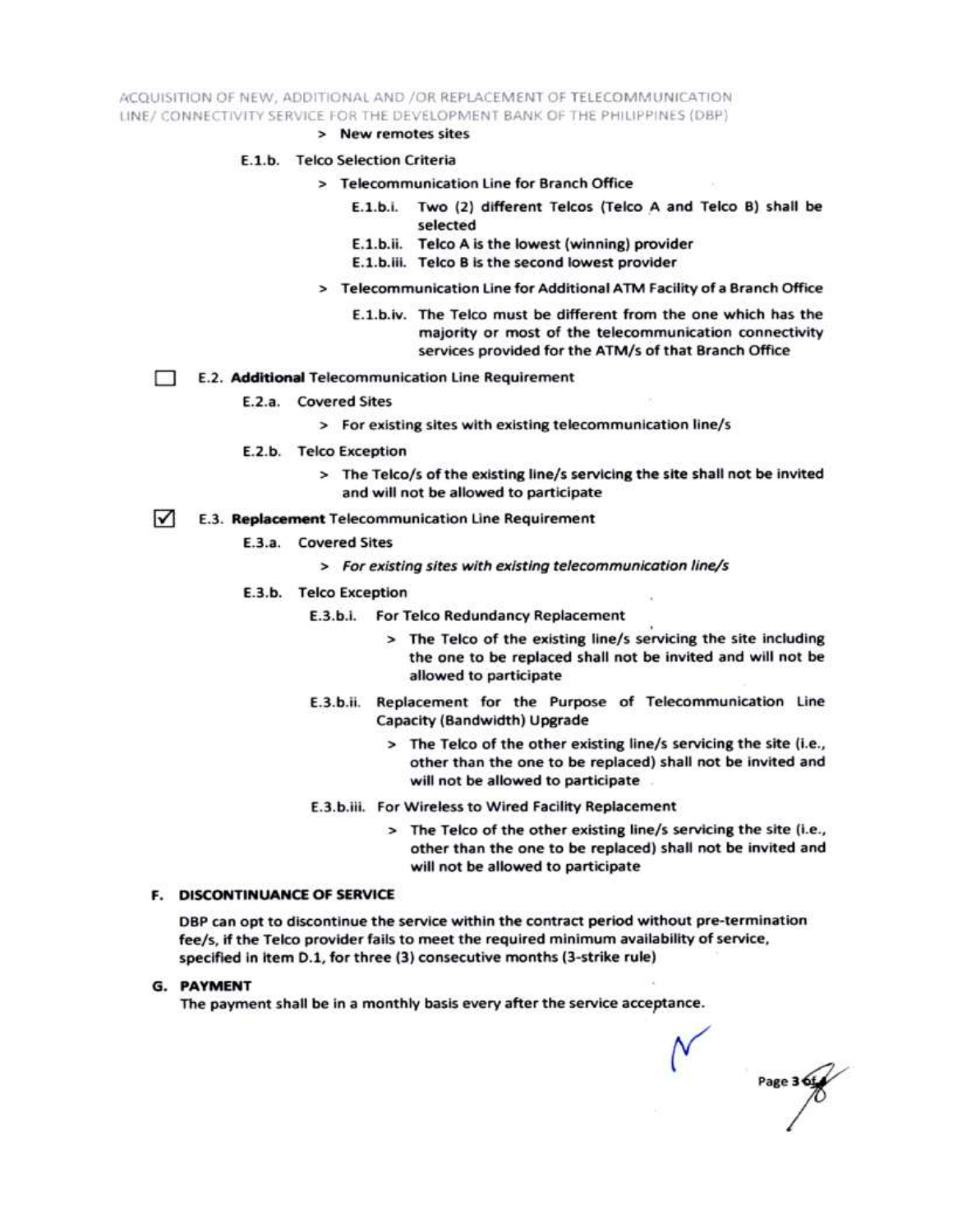> New remotes sites

E.1.b. Telco Selection Criteria

> Telecommunication Line for Branch Office

E.1.b.i. Two (2) different Telcos (Telco A and Telco B) shall be selected

E.1.b.ii. Telco A is the lowest (winning) provider

E.1.b.iii. Telco B is the second lowest provider

> Telecommunication Line for Additional ATM Facility of a Branch Office

E.1.b.iv. The Telco must be different from the one which has the majority or most of the telecommunication connectivity services provided for the ATM/s of that Branch Office

☐ E.2. **Additional** Telecommunication Line Requirement

E.2.a. Covered Sites

> For existing sites with existing telecommunication line/s

E.2.b. Telco Exception

> The Telco/s of the existing line/s servicing the site shall not be invited and will not be allowed to participate

☑ E.3. **Replacement** Telecommunication Line Requirement

E.3.a. Covered Sites

> *For existing sites with existing telecommunication line/s*

E.3.b. Telco Exception

E.3.b.i. For Telco Redundancy Replacement

> The Telco of the existing line/s servicing the site including the one to be replaced shall not be invited and will not be allowed to participate

E.3.b.ii. Replacement for the Purpose of Telecommunication Line Capacity (Bandwidth) Upgrade

> The Telco of the other existing line/s servicing the site (i.e., other than the one to be replaced) shall not be invited and will not be allowed to participate

E.3.b.iii. For Wireless to Wired Facility Replacement

> The Telco of the other existing line/s servicing the site (i.e., other than the one to be replaced) shall not be invited and will not be allowed to participate

### F. DISCONTINUANCE OF SERVICE

DBP can opt to discontinue the service within the contract period without pre-termination fee/s, if the Telco provider fails to meet the required minimum availability of service, specified in item D.1, for three (3) consecutive months (3-strike rule)

### G. PAYMENT

The payment shall be in a monthly basis every after the service acceptance.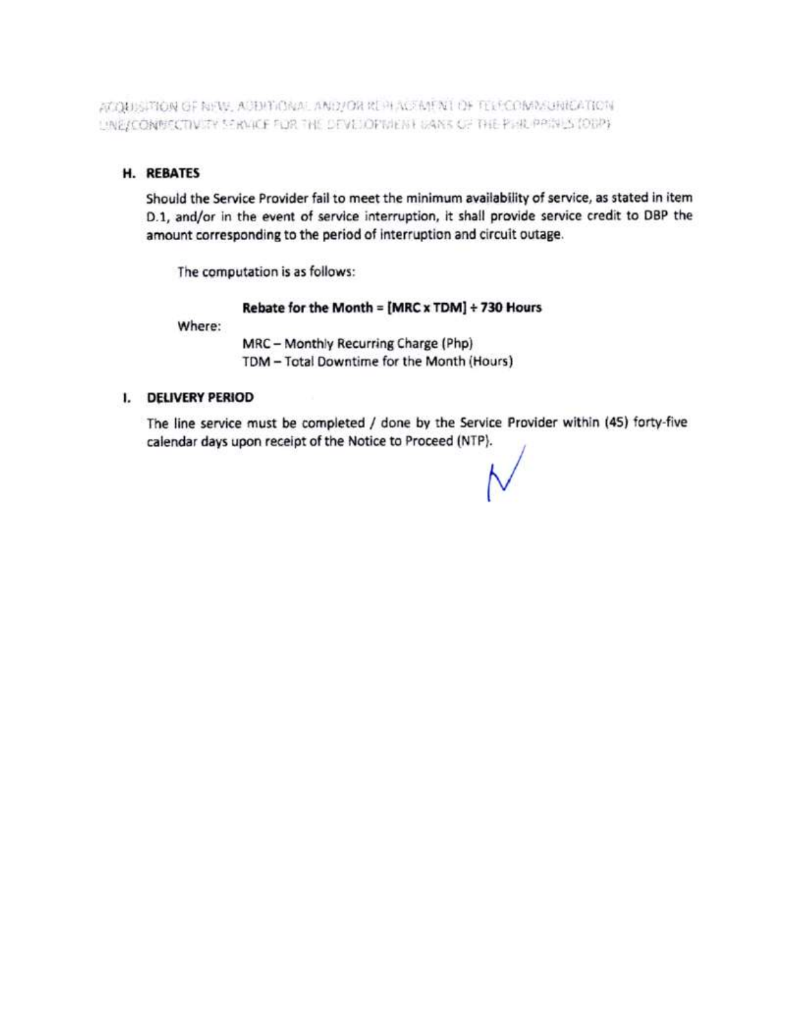## H. REBATES

Should the Service Provider fail to meet the minimum availability of service, as stated in item D.1, and/or in the event of service interruption, it shall provide service credit to DBP the amount corresponding to the period of interruption and circuit outage.

The computation is as follows:

**Rebate for the Month = [MRC x TDM] ÷ 730 Hours**

Where:

MRC – Monthly Recurring Charge (Php)
TDM – Total Downtime for the Month (Hours)

## I. DELIVERY PERIOD

The line service must be completed / done by the Service Provider within (45) forty-five calendar days upon receipt of the Notice to Proceed (NTP).